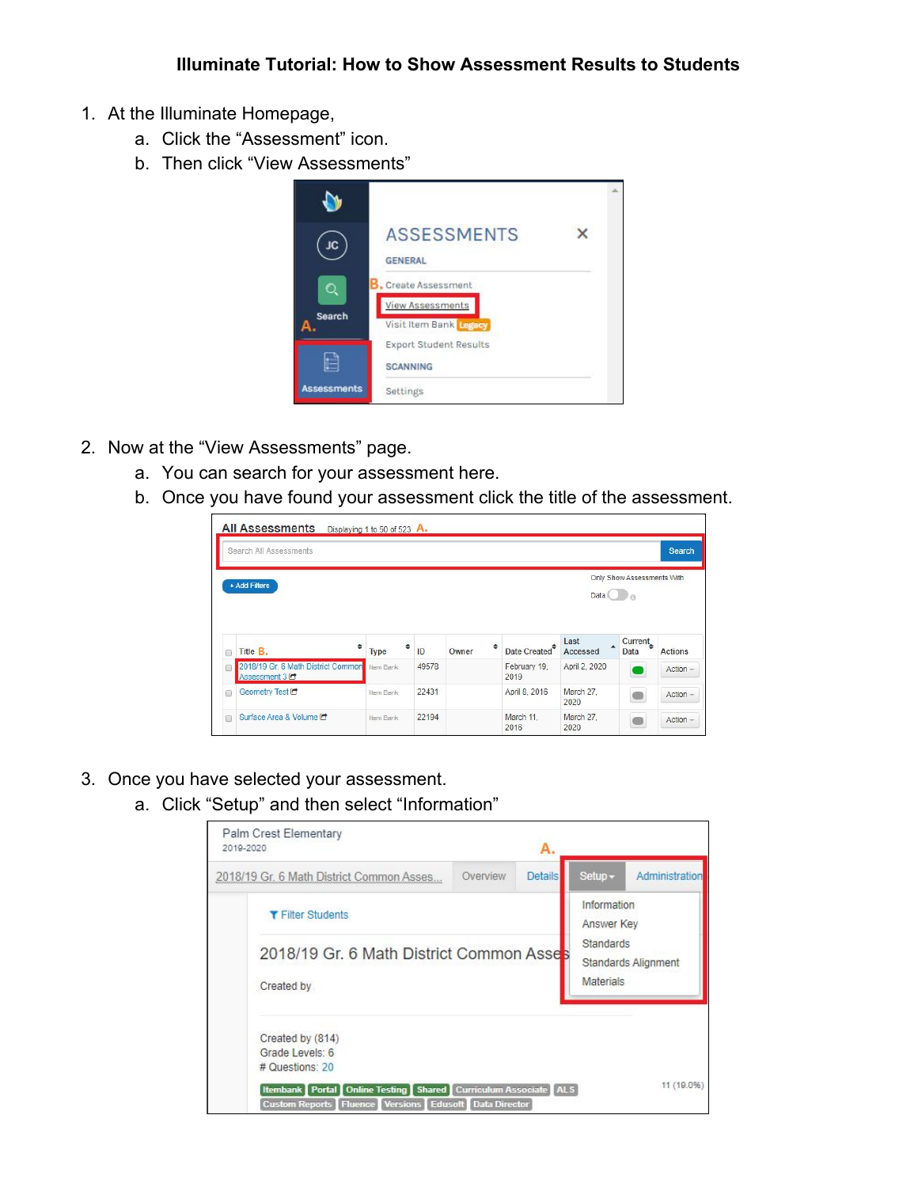# Illuminate Tutorial: How to Show Assessment Results to Students

1. At the Illuminate Homepage,
   a. Click the "Assessment" icon.
   b. Then click "View Assessments"

2. Now at the "View Assessments" page.
   a. You can search for your assessment here.
   b. Once you have found your assessment click the title of the assessment.

3. Once you have selected your assessment.
   a. Click "Setup" and then select "Information"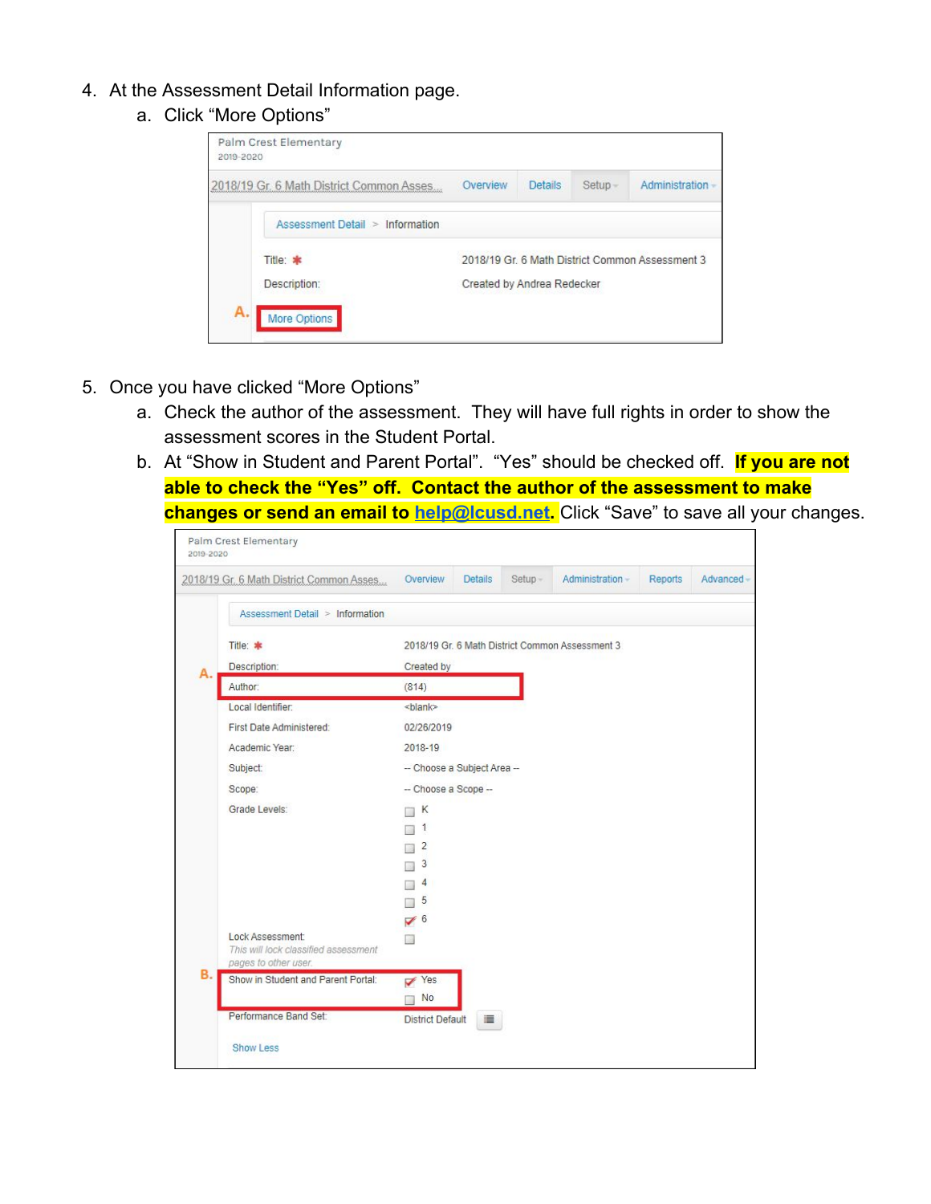4. At the Assessment Detail Information page.
    a. Click "More Options"

Palm Crest Elementary
2019-2020

2018/19 Gr. 6 Math District Common Asses... | Overview | Details | Setup | Administration

Assessment Detail > Information

Title: * 2018/19 Gr. 6 Math District Common Assessment 3

Description: Created by Andrea Redecker

A. More Options

5. Once you have clicked "More Options"
    a. Check the author of the assessment. They will have full rights in order to show the assessment scores in the Student Portal.
    b. At "Show in Student and Parent Portal". "Yes" should be checked off. **If you are not able to check the "Yes" off. Contact the author of the assessment to make changes or send an email to [help@lcusd.net](mailto:help@lcusd.net).** Click "Save" to save all your changes.

Palm Crest Elementary
2019-2020

2018/19 Gr. 6 Math District Common Asses... | Overview | Details | Setup | Administration | Reports | Advanced

Assessment Detail > Information

Title: * 2018/19 Gr. 6 Math District Common Assessment 3

Description: Created by

A. Author: (814)

Local Identifier: <blank>

First Date Administered: 02/26/2019

Academic Year: 2018-19

Subject: -- Choose a Subject Area --

Scope: -- Choose a Scope --

Grade Levels: ☐ K ☐ 1 ☐ 2 ☐ 3 ☐ 4 ☐ 5 ☑ 6

Lock Assessment: ☐
*This will lock classified assessment pages to other user.*

B. Show in Student and Parent Portal: ☑ Yes ☐ No

Performance Band Set: District Default

Show Less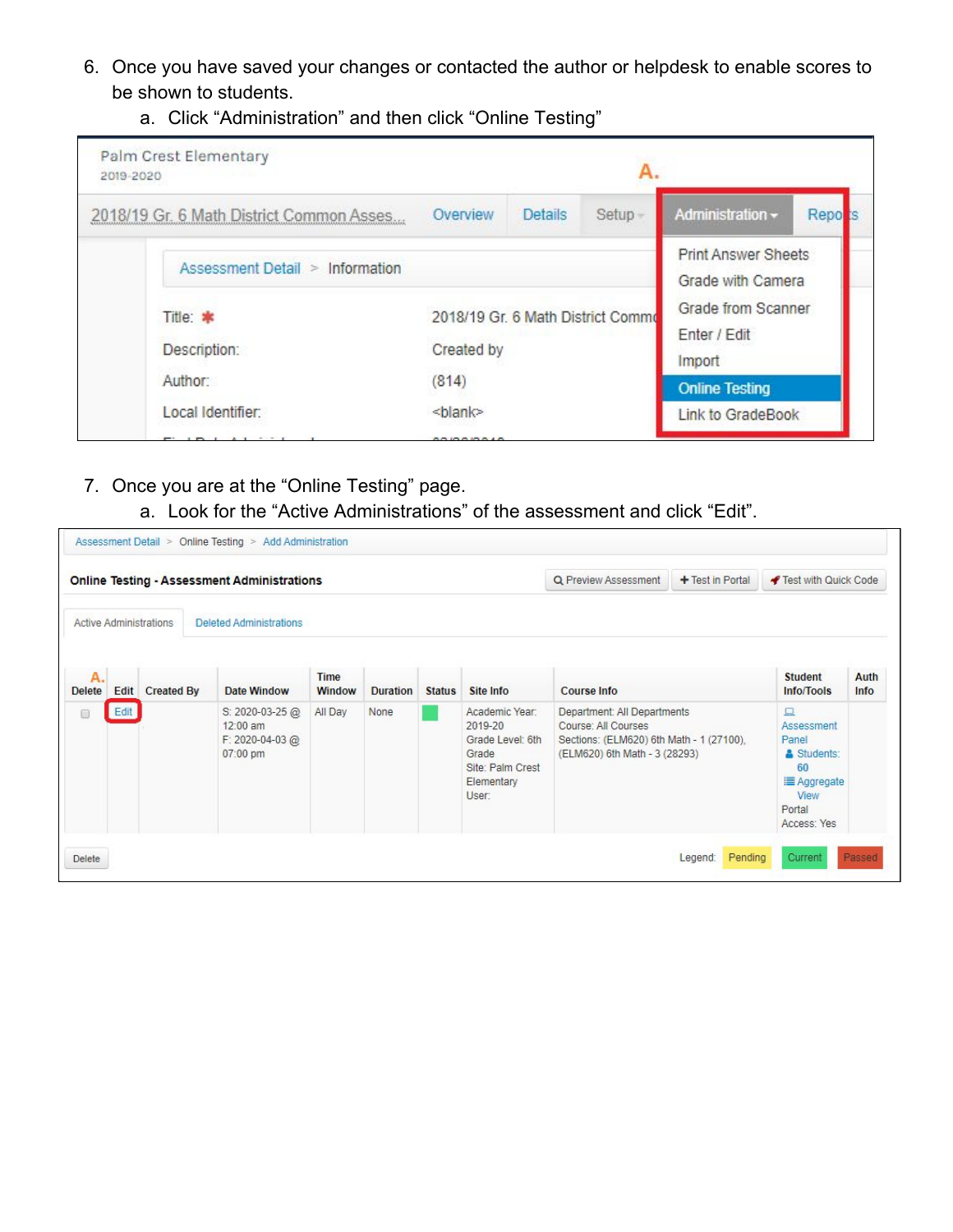6. Once you have saved your changes or contacted the author or helpdesk to enable scores to be shown to students.
    a. Click “Administration” and then click “Online Testing”

Palm Crest Elementary
2019-2020

A.

2018/19 Gr. 6 Math District Common Asses... | Overview | Details | Setup | Administration | Reports

Administration menu: Print Answer Sheets, Grade with Camera, Grade from Scanner, Enter / Edit, Import, Online Testing, Link to GradeBook

Assessment Detail > Information

| | |
|---|---|
| Title: * | 2018/19 Gr. 6 Math District Comm |
| Description: | Created by |
| Author: | (814) |
| Local Identifier: | <blank> |

7. Once you are at the “Online Testing” page.
    a. Look for the “Active Administrations” of the assessment and click “Edit”.

Assessment Detail > Online Testing > Add Administration

**Online Testing - Assessment Administrations**

Preview Assessment | Test in Portal | Test with Quick Code

Active Administrations | Deleted Administrations

A.

| Delete | Edit | Created By | Date Window | Time Window | Duration | Status | Site Info | Course Info | Student Info/Tools | Auth Info |
|---|---|---|---|---|---|---|---|---|---|---|
| ☐ | Edit | | S: 2020-03-25 @ 12:00 am F: 2020-04-03 @ 07:00 pm | All Day | None | | Academic Year: 2019-20 Grade Level: 6th Grade Site: Palm Crest Elementary User: | Department: All Departments Course: All Courses Sections: (ELM620) 6th Math - 1 (27100), (ELM620) 6th Math - 3 (28293) | Assessment Panel Students: 60 Aggregate View Portal Access: Yes | |

Delete

Legend: Pending | Current | Passed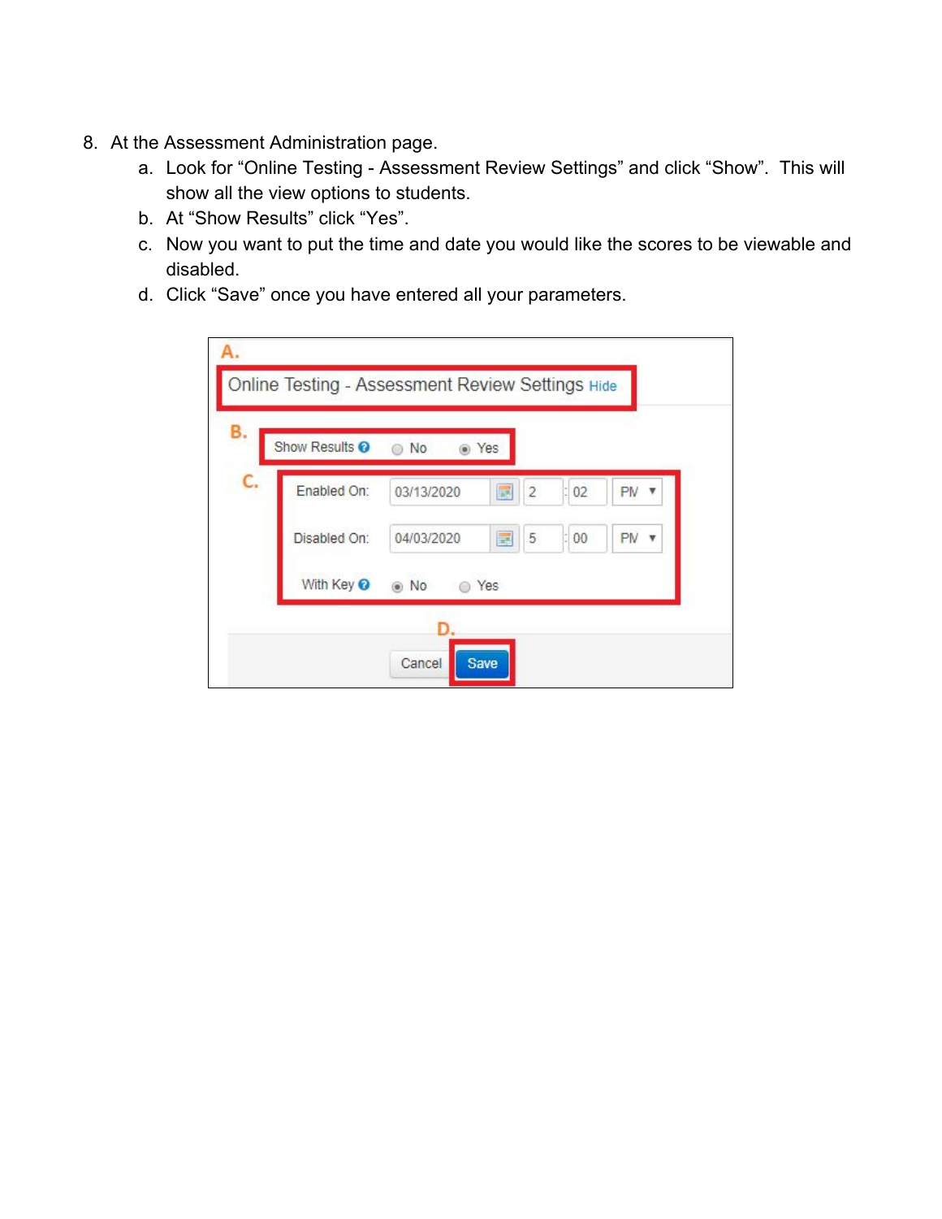8. At the Assessment Administration page.
   a. Look for "Online Testing - Assessment Review Settings" and click "Show". This will show all the view options to students.
   b. At "Show Results" click "Yes".
   c. Now you want to put the time and date you would like the scores to be viewable and disabled.
   d. Click "Save" once you have entered all your parameters.

A.

Online Testing - Assessment Review Settings Hide

B.

Show Results No Yes

C.

Enabled On: 03/13/2020 2 : 02 PM

Disabled On: 04/03/2020 5 : 00 PM

With Key No Yes

D.

Cancel Save